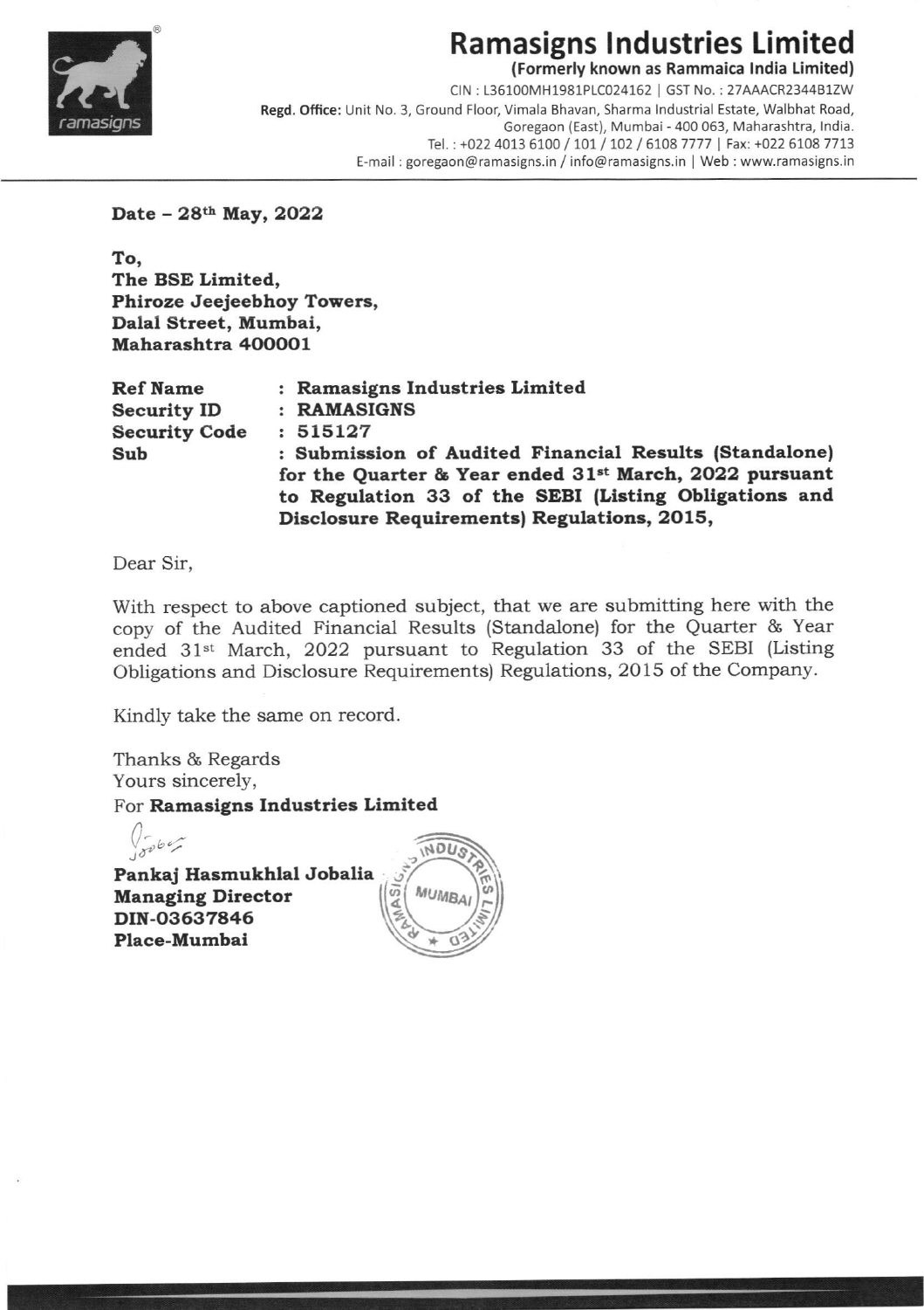# Ramasigns Industries Limited

**(Formerly known as Rammaica India Limited)**

CIN : L36100MH1981PLC024162 | GST No. : 27AAACR2344B1ZW

**Regd. Office:** Unit No. 3, Ground Floor, Vimala Bhavan, Sharma Industrial Estate, Walbhat Road, Goregaon (East), Mumbai - 400 063, Maharashtra, India.

Tel. : +022 4013 6100 / 101 / 102 / 6108 7777 | Fax: +022 6108 7713

E-mail : goregaon@ramasigns.in / info@ramasigns.in | Web : www.ramasigns.in

---

**Date – 28th May, 2022**

**To,**
**The BSE Limited,**
**Phiroze Jeejeebhoy Towers,**
**Dalal Street, Mumbai,**
**Maharashtra 400001**

| | |
|---|---|
| **Ref Name** | : **Ramasigns Industries Limited** |
| **Security ID** | : **RAMASIGNS** |
| **Security Code** | : **515127** |
| **Sub** | : **Submission of Audited Financial Results (Standalone) for the Quarter & Year ended 31st March, 2022 pursuant to Regulation 33 of the SEBI (Listing Obligations and Disclosure Requirements) Regulations, 2015,** |

Dear Sir,

With respect to above captioned subject, that we are submitting here with the copy of the Audited Financial Results (Standalone) for the Quarter & Year ended 31st March, 2022 pursuant to Regulation 33 of the SEBI (Listing Obligations and Disclosure Requirements) Regulations, 2015 of the Company.

Kindly take the same on record.

Thanks & Regards
Yours sincerely,
For **Ramasigns Industries Limited**

**Pankaj Hasmukhlal Jobalia**
**Managing Director**
**DIN-03637846**
**Place-Mumbai**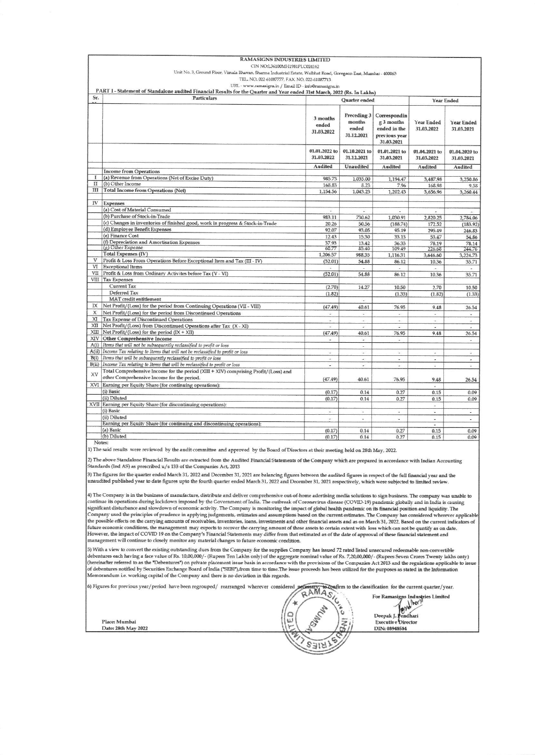**RAMASIGNS INDUSTRIES LIMITED**

CIN NO:L36100MH1981PLC024162

Unit No. 3, Ground Floor, Vimala Bhavan, Sharma Industrial Estate, Walbhat Road, Goregaon East, Mumbai - 400063

TEL. NO. 022-61087777, FAX NO. 022-61087713

URL - www.ramasigns.in / Email ID - info@ramasigns.in

PART 1 - Statement of Standalone audited Financial Results for the Quarter and Year ended 31st March, 2022 (Rs. In Lakhs)

| Sr. No. | Particulars | Quarter ended | | | Year Ended | |
|---|---|---|---|---|---|---|
| | | 3 months ended 31.03.2022 | Preceding 3 months ended 31.12.2021 | Corresponding 3 months ended in the previous year 31.03.2021 | Year Ended 31.03.2022 | Year Ended 31.03.2021 |
| | | 01.01.2022 to 31.03.2022 | 01.10.2021 to 31.12.2021 | 01.01.2021 to 31.03.2021 | 01.04.2021 to 31.03.2022 | 01.04.2020 to 31.03.2021 |
| | | Audited | Unaudited | Audited | Audited | Audited |
| | Income from Operations | | | | | |
| I | (a) Revenue from Operations (Net of Excise Duty) | 985.73 | 1,035.00 | 1,194.47 | 3,487.98 | 3,250.86 |
| II | (b) Other Income | 168.83 | 8.23 | 7.96 | 168.98 | 9.58 |
| III | Total Income from Operations (Net) | 1,154.56 | 1,043.23 | 1,202.43 | 3,656.96 | 3,260.44 |
| IV | Expenses | | | | | |
| | (a) Cost of Material Consumed | - | - | - | - | - |
| | (b) Purchase of Stock-in-Trade | 983.11 | 730.62 | 1,030.91 | 2,820.25 | 2,784.06 |
| | (c) Changes in inventories of finished good, work in progress & Stock-in-Trade | 20.26 | 50.56 | (188.74) | 172.52 | (183.92) |
| | (d) Employee Benefit Expenses | 92.07 | 93.05 | 95.19 | 295.49 | 246.83 |
| | (e) Finance Cost | 12.43 | 15.30 | 33.13 | 53.47 | 54.86 |
| | (f) Depreciation and Amortisation Expenses | 37.93 | 13.42 | 36.33 | 78.19 | 78.14 |
| | (g) Other Expense | 60.77 | 85.40 | 109.49 | 226.68 | 244.76 |
| | Total Expenses (IV) | 1,206.57 | 988.35 | 1,116.31 | 3,646.60 | 3,224.73 |
| V | Profit & Loss From Operations Before Exceptional Item and Tax (III - IV) | (52.01) | 54.88 | 86.12 | 10.36 | 35.71 |
| VI | Exceptional Items | | - | - | - | - |
| VII | Profit & Loss from Ordinary Activites before Tax (V - VI) | (52.01) | 54.88 | 86.12 | 10.36 | 35.71 |
| VIII | Tax Expenses | | | | | |
| | Current Tax | (2.70) | 14.27 | 10.50 | 2.70 | 10.50 |
| | Deferred Tax | (1.82) | | (1.33) | (1.82) | (1.33) |
| | MAT credit entitlement | | - | | | |
| IX | Net Profit/(Loss) for the period from Continuing Operations (VII - VIII) | (47.49) | 40.61 | 76.95 | 9.48 | 26.54 |
| X | Net Profit/(Loss) for the period from Discontinued Operations | - | - | - | - | - |
| XI | Tax Expense of Discontinued Operations | - | - | - | - | - |
| XII | Net Profit/(Loss) from Discontinued Operations after Tax (X - XI) | - | - | - | - | - |
| XIII | Net Profit/(Loss) for the period (IX + XII) | (47.49) | 40.61 | 76.95 | 9.48 | 26.54 |
| XIV | Other Comprehensive Income | - | - | - | | - |
| A(i) | *Items that will not be subsequently reclassified to profit or loss* | | - | | | |
| A(ii) | *Income Tax relating to items that will not be reclassified to profit or loss* | - | - | - | - | - |
| B(i) | *Items that will be subsequently reclassified to profit or loss* | - | - | - | - | - |
| B(ii) | *Income Tax relating to items that will be reclassified to profit or loss* | - | - | - | - | - |
| XV | Total Comprehensive Income for the period (XIII + XIV) comprising Profit/(Loss) and other Comprehensive Income for the period. | (47.49) | 40.61 | 76.95 | 9.48 | 26.54 |
| XVI | Earning per Equity Share (for continuing operations): | | | | - | |
| | (i) Basic | (0.17) | 0.14 | 0.27 | 0.15 | 0.09 |
| | (ii) Diluted | (0.17) | 0.14 | 0.27 | 0.15 | 0.09 |
| XVII | Earning per Equity Share (for discontinuing operations): | | | | - | |
| | (i) Basic | - | - | - | - | - |
| | (ii) Diluted | - | - | - | - | - |
| | Earning per Equity Share (for continuing and discontinuing operations): | | | | - | |
| | (a) Basic | (0.17) | 0.14 | 0.27 | 0.15 | 0.09 |
| | (b) Diluted | (0.17) | 0.14 | 0.27 | 0.15 | 0.09 |

Notes:

1) The said results were reviewed by the audit committee and approved by the Board of Directors at their meeting held on 28th May, 2022.

2) The above Standalone Financial Results are extracted from the Audited Financial Statements of the Company which are prepared in accordance with Indian Accounting Standards (Ind AS) as prescribed u/s 133 of the Companies Act, 2013

3) The figures for the quarter ended March 31, 2022 and December 31, 2021 are balancing figures between the audited figures in respect of the full financial year and the unaudited published year to date figures upto the fourth quarter ended March 31, 2022 and December 31, 2021 respectively, which were subjected to limited review.

4) The Company is in the business of manufacture, distribute and deliver comprehensive out-of-home advertising media solutions to sign business. The company was unable to continue its operations during lockdown imposed by the Government of India. The outbreak of Coronavirus disease (COVID-19) pandemic globally and in India is causing significant disturbance and slowdown of economic activity. The Company is monitoring the impact of global health pandemic on its financial position and liquidity. The Company used the principles of prudence in applying judgements, estimates and assumptions based on the current estimates. The Company has considered wherever applicable the possible effects on the carrying amounts of receivables, inventories, loans, investments and other financial assets and as on March 31, 2022. Based on the current indicators of future economic conditions, the management may expects to recover the carrying amount of these assets to certain extent with loss which can not be quntify as on date. However, the impact of COVID 19 on the Company's Financial Statements may differ from that estimated as of the date of approval of these financial statement and management will continue to closely monitor any material changes to future economic condition.

5) With a view to convert the existing outstanding dues from the Company for the supplies Company has issued 72 rated listed unsecured redeemable non-convertible debentures each having a face value of Rs. 10,00,000/- (Rupees Ten Lakhs only) of the aggregate nominal value of Rs. 7,20,00,000/- (Rupees Seven Crores Twenty lakhs onty) (hereinafter referred to as the "Debentures") on private placement issue basis in accordance with the provisions of the Companies Act 2013 and the regulations applicable to issue of debentures notified by Securities Exchange Board of India ("SEBI"),from time to time.The issue proceeds has been utilized for the purposes as stated in the Information Memorandum i.e. working capital of the Company and there is no deviation in this regards.

6) Figures for previous year/period have been regrouped/ rearranged wherever considered necessary to confirm to the classification for the current quarter/year.

For Ramasigns Industries Limited

Deepak J. Pendhari
Executive Director
DIN: 08948584

Place: Mumbai
Date: 28th May 2022